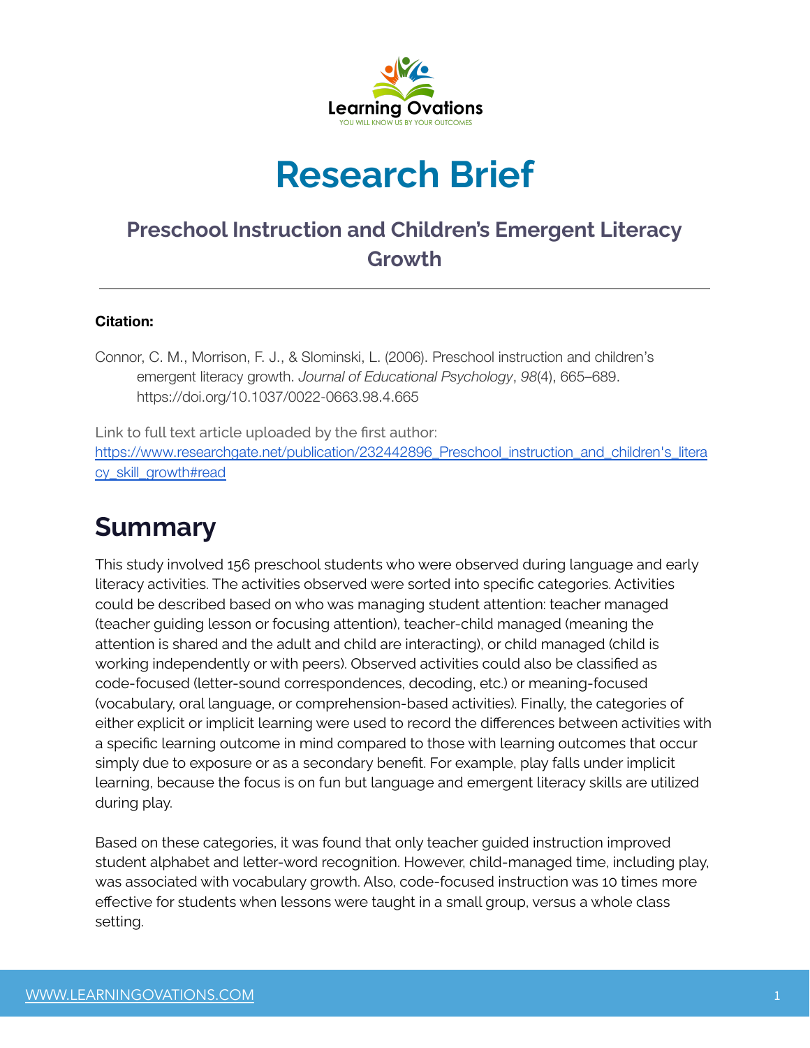Learning Ovations

YOU WILL KNOW US BY YOUR OUTCOMES

# Research Brief

## Preschool Instruction and Children's Emergent Literacy Growth

---

**Citation:**

Connor, C. M., Morrison, F. J., & Slominski, L. (2006). Preschool instruction and children's emergent literacy growth. *Journal of Educational Psychology*, *98*(4), 665–689. https://doi.org/10.1037/0022-0663.98.4.665

Link to full text article uploaded by the first author: [https://www.researchgate.net/publication/232442896_Preschool_instruction_and_children's_literacy_skill_growth#read](https://www.researchgate.net/publication/232442896_Preschool_instruction_and_children's_literacy_skill_growth#read)

# Summary

This study involved 156 preschool students who were observed during language and early literacy activities. The activities observed were sorted into specific categories. Activities could be described based on who was managing student attention: teacher managed (teacher guiding lesson or focusing attention), teacher-child managed (meaning the attention is shared and the adult and child are interacting), or child managed (child is working independently or with peers). Observed activities could also be classified as code-focused (letter-sound correspondences, decoding, etc.) or meaning-focused (vocabulary, oral language, or comprehension-based activities). Finally, the categories of either explicit or implicit learning were used to record the differences between activities with a specific learning outcome in mind compared to those with learning outcomes that occur simply due to exposure or as a secondary benefit. For example, play falls under implicit learning, because the focus is on fun but language and emergent literacy skills are utilized during play.

Based on these categories, it was found that only teacher guided instruction improved student alphabet and letter-word recognition. However, child-managed time, including play, was associated with vocabulary growth. Also, code-focused instruction was 10 times more effective for students when lessons were taught in a small group, versus a whole class setting.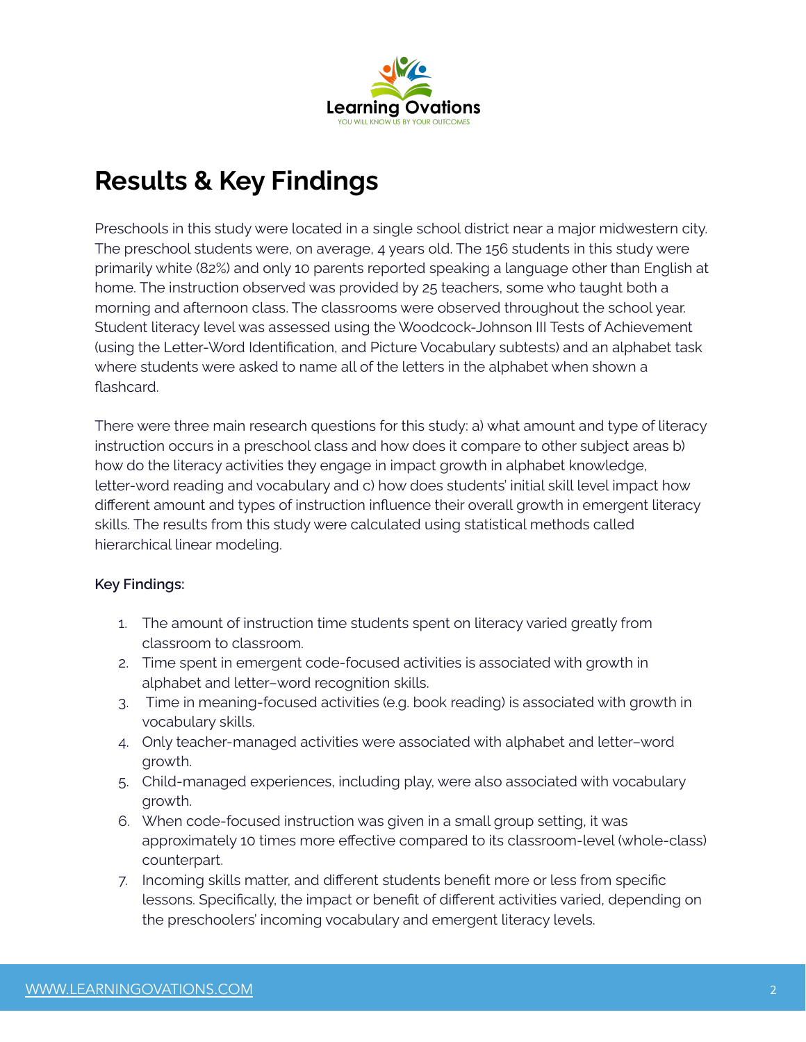# Results & Key Findings

Preschools in this study were located in a single school district near a major midwestern city. The preschool students were, on average, 4 years old. The 156 students in this study were primarily white (82%) and only 10 parents reported speaking a language other than English at home. The instruction observed was provided by 25 teachers, some who taught both a morning and afternoon class. The classrooms were observed throughout the school year. Student literacy level was assessed using the Woodcock-Johnson III Tests of Achievement (using the Letter-Word Identification, and Picture Vocabulary subtests) and an alphabet task where students were asked to name all of the letters in the alphabet when shown a flashcard.

There were three main research questions for this study: a) what amount and type of literacy instruction occurs in a preschool class and how does it compare to other subject areas b) how do the literacy activities they engage in impact growth in alphabet knowledge, letter-word reading and vocabulary and c) how does students' initial skill level impact how different amount and types of instruction influence their overall growth in emergent literacy skills. The results from this study were calculated using statistical methods called hierarchical linear modeling.

**Key Findings:**

1. The amount of instruction time students spent on literacy varied greatly from classroom to classroom.
2. Time spent in emergent code-focused activities is associated with growth in alphabet and letter–word recognition skills.
3. Time in meaning-focused activities (e.g. book reading) is associated with growth in vocabulary skills.
4. Only teacher-managed activities were associated with alphabet and letter–word growth.
5. Child-managed experiences, including play, were also associated with vocabulary growth.
6. When code-focused instruction was given in a small group setting, it was approximately 10 times more effective compared to its classroom-level (whole-class) counterpart.
7. Incoming skills matter, and different students benefit more or less from specific lessons. Specifically, the impact or benefit of different activities varied, depending on the preschoolers' incoming vocabulary and emergent literacy levels.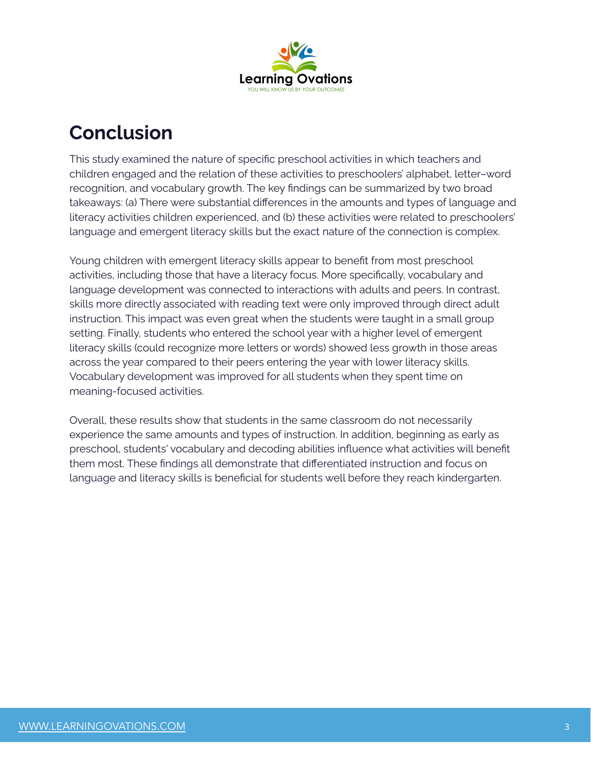## Conclusion

This study examined the nature of specific preschool activities in which teachers and children engaged and the relation of these activities to preschoolers' alphabet, letter–word recognition, and vocabulary growth. The key findings can be summarized by two broad takeaways: (a) There were substantial differences in the amounts and types of language and literacy activities children experienced, and (b) these activities were related to preschoolers' language and emergent literacy skills but the exact nature of the connection is complex.

Young children with emergent literacy skills appear to benefit from most preschool activities, including those that have a literacy focus. More specifically, vocabulary and language development was connected to interactions with adults and peers. In contrast, skills more directly associated with reading text were only improved through direct adult instruction. This impact was even great when the students were taught in a small group setting. Finally, students who entered the school year with a higher level of emergent literacy skills (could recognize more letters or words) showed less growth in those areas across the year compared to their peers entering the year with lower literacy skills. Vocabulary development was improved for all students when they spent time on meaning-focused activities.

Overall, these results show that students in the same classroom do not necessarily experience the same amounts and types of instruction. In addition, beginning as early as preschool, students' vocabulary and decoding abilities influence what activities will benefit them most. These findings all demonstrate that differentiated instruction and focus on language and literacy skills is beneficial for students well before they reach kindergarten.